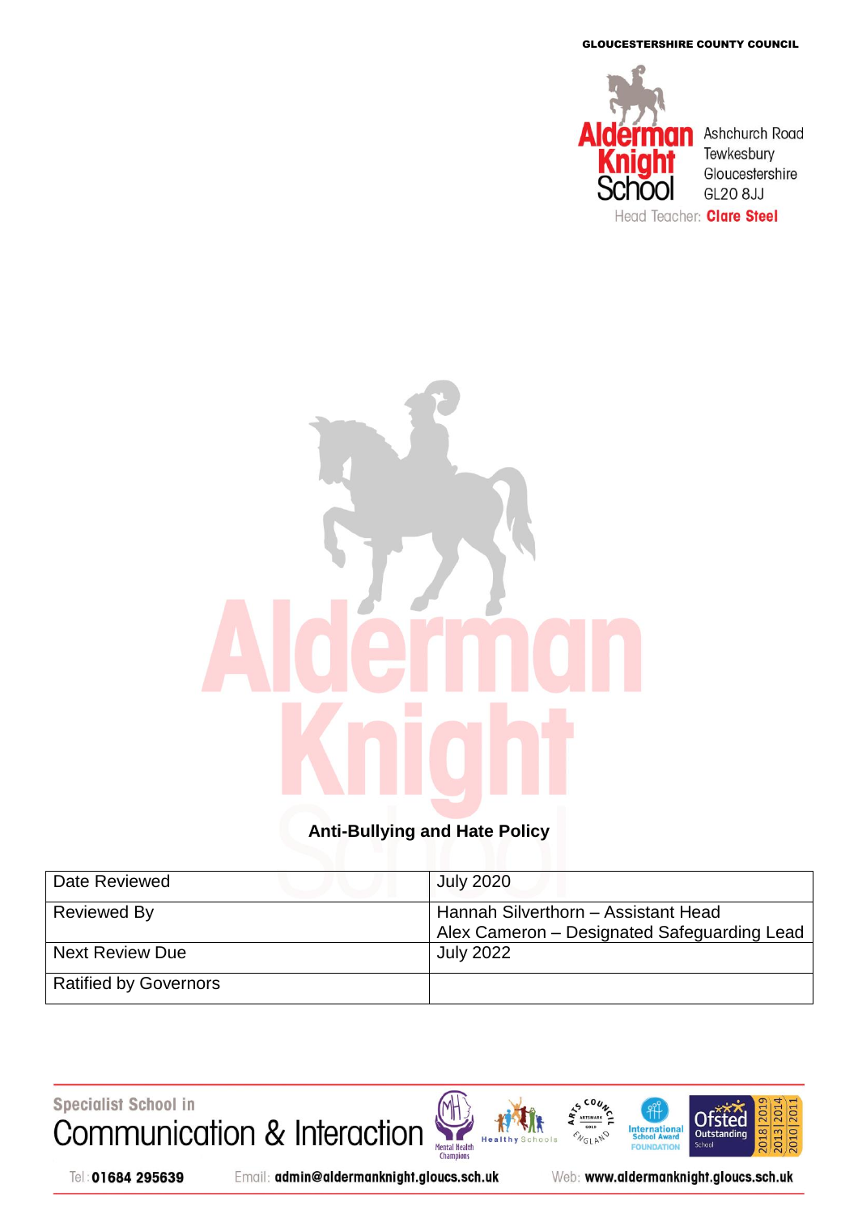GLOUCESTERSHIRE COUNTY COUNCIL

Alderman Knight School
Ashchurch Road
Tewkesbury
Gloucestershire
GL20 8JJ
Head Teacher: **Clare Steel**

# Anti-Bullying and Hate Policy

| Date Reviewed | July 2020 |
|---|---|
| Reviewed By | Hannah Silverthorn – Assistant Head<br>Alex Cameron – Designated Safeguarding Lead |
| Next Review Due | July 2022 |
| Ratified by Governors | |

Specialist School in Communication & Interaction

Tel: 01684 295639 Email: admin@aldermanknight.gloucs.sch.uk Web: www.aldermanknight.gloucs.sch.uk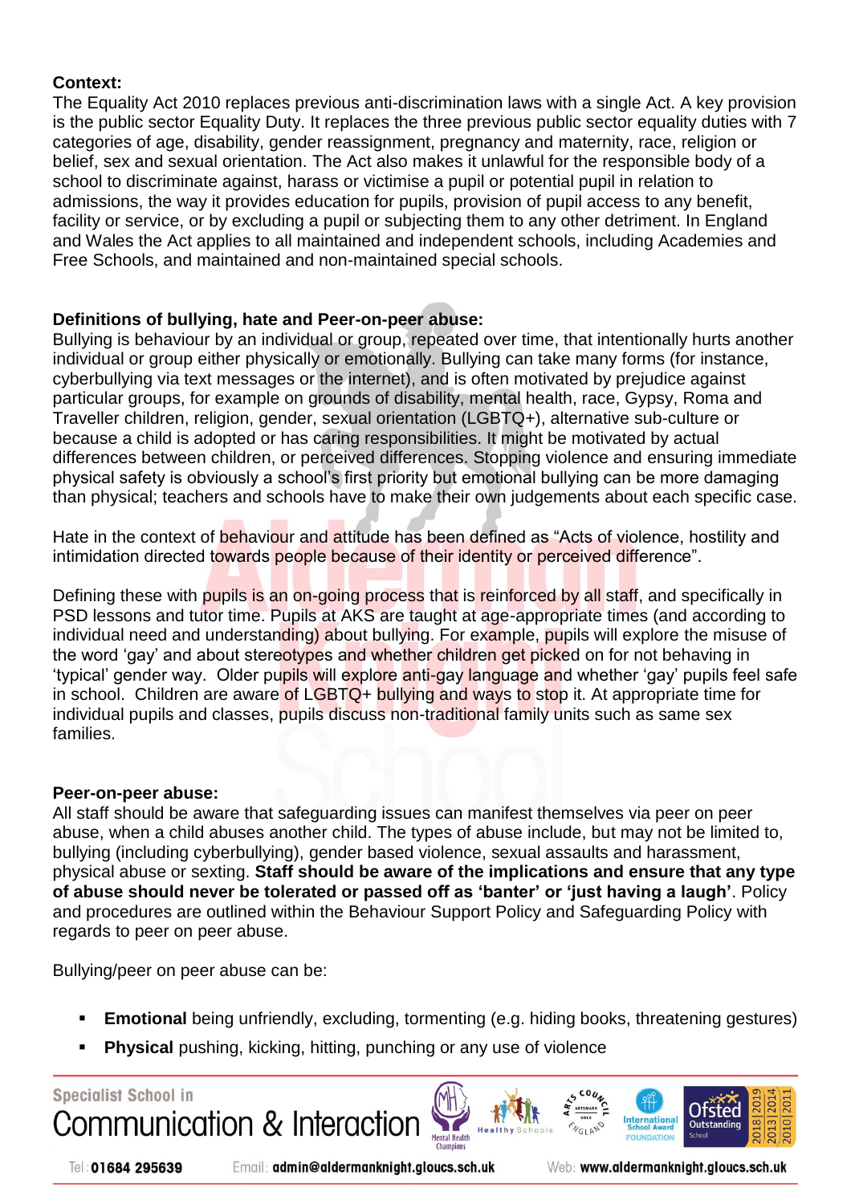**Context:**
The Equality Act 2010 replaces previous anti-discrimination laws with a single Act. A key provision is the public sector Equality Duty. It replaces the three previous public sector equality duties with 7 categories of age, disability, gender reassignment, pregnancy and maternity, race, religion or belief, sex and sexual orientation. The Act also makes it unlawful for the responsible body of a school to discriminate against, harass or victimise a pupil or potential pupil in relation to admissions, the way it provides education for pupils, provision of pupil access to any benefit, facility or service, or by excluding a pupil or subjecting them to any other detriment. In England and Wales the Act applies to all maintained and independent schools, including Academies and Free Schools, and maintained and non-maintained special schools.

**Definitions of bullying, hate and Peer-on-peer abuse:**
Bullying is behaviour by an individual or group, repeated over time, that intentionally hurts another individual or group either physically or emotionally. Bullying can take many forms (for instance, cyberbullying via text messages or the internet), and is often motivated by prejudice against particular groups, for example on grounds of disability, mental health, race, Gypsy, Roma and Traveller children, religion, gender, sexual orientation (LGBTQ+), alternative sub-culture or because a child is adopted or has caring responsibilities. It might be motivated by actual differences between children, or perceived differences. Stopping violence and ensuring immediate physical safety is obviously a school's first priority but emotional bullying can be more damaging than physical; teachers and schools have to make their own judgements about each specific case.

Hate in the context of behaviour and attitude has been defined as "Acts of violence, hostility and intimidation directed towards people because of their identity or perceived difference".

Defining these with pupils is an on-going process that is reinforced by all staff, and specifically in PSD lessons and tutor time. Pupils at AKS are taught at age-appropriate times (and according to individual need and understanding) about bullying. For example, pupils will explore the misuse of the word 'gay' and about stereotypes and whether children get picked on for not behaving in 'typical' gender way. Older pupils will explore anti-gay language and whether 'gay' pupils feel safe in school. Children are aware of LGBTQ+ bullying and ways to stop it. At appropriate time for individual pupils and classes, pupils discuss non-traditional family units such as same sex families.

**Peer-on-peer abuse:**
All staff should be aware that safeguarding issues can manifest themselves via peer on peer abuse, when a child abuses another child. The types of abuse include, but may not be limited to, bullying (including cyberbullying), gender based violence, sexual assaults and harassment, physical abuse or sexting. **Staff should be aware of the implications and ensure that any type of abuse should never be tolerated or passed off as 'banter' or 'just having a laugh'**. Policy and procedures are outlined within the Behaviour Support Policy and Safeguarding Policy with regards to peer on peer abuse.

Bullying/peer on peer abuse can be:

- **Emotional** being unfriendly, excluding, tormenting (e.g. hiding books, threatening gestures)
- **Physical** pushing, kicking, hitting, punching or any use of violence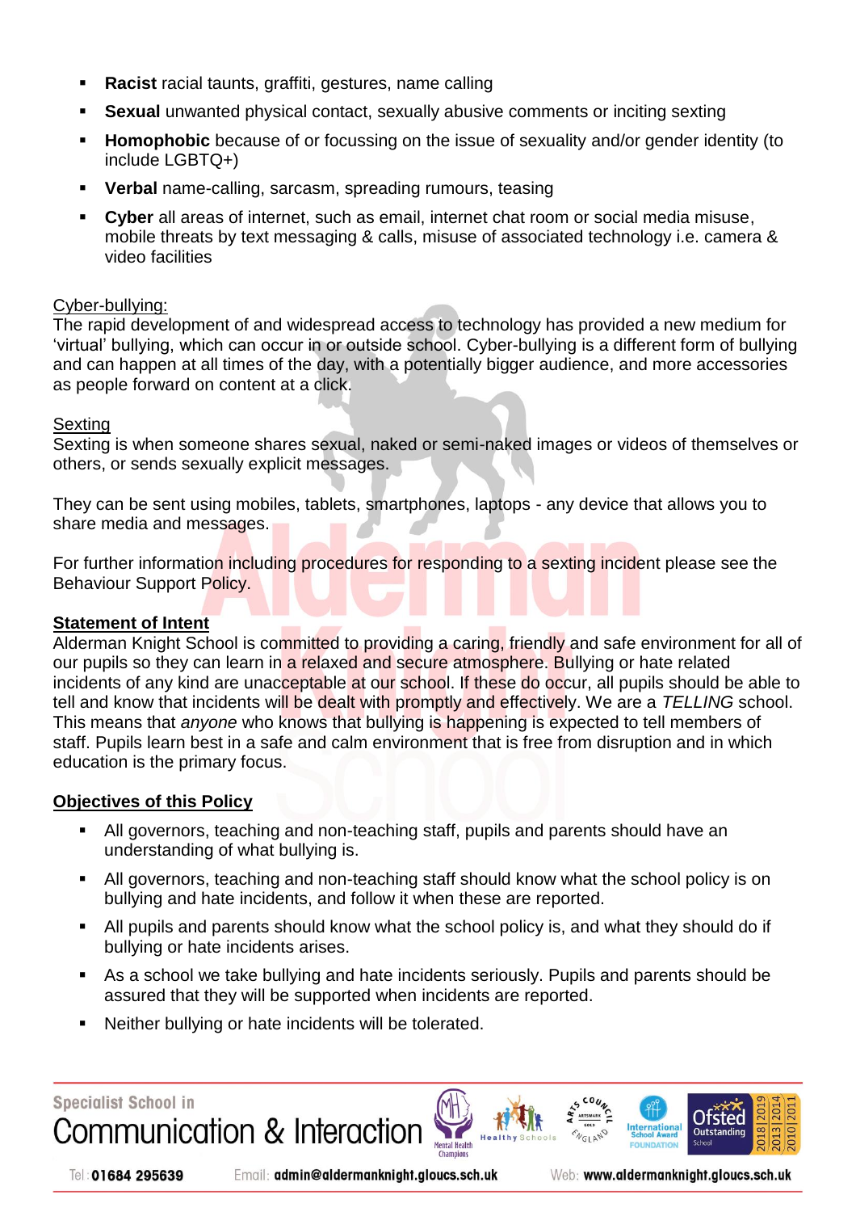- **Racist** racial taunts, graffiti, gestures, name calling
- **Sexual** unwanted physical contact, sexually abusive comments or inciting sexting
- **Homophobic** because of or focussing on the issue of sexuality and/or gender identity (to include LGBTQ+)
- **Verbal** name-calling, sarcasm, spreading rumours, teasing
- **Cyber** all areas of internet, such as email, internet chat room or social media misuse, mobile threats by text messaging & calls, misuse of associated technology i.e. camera & video facilities

Cyber-bullying:
The rapid development of and widespread access to technology has provided a new medium for 'virtual' bullying, which can occur in or outside school. Cyber-bullying is a different form of bullying and can happen at all times of the day, with a potentially bigger audience, and more accessories as people forward on content at a click.

Sexting
Sexting is when someone shares sexual, naked or semi-naked images or videos of themselves or others, or sends sexually explicit messages.

They can be sent using mobiles, tablets, smartphones, laptops - any device that allows you to share media and messages.

For further information including procedures for responding to a sexting incident please see the Behaviour Support Policy.

**Statement of Intent**
Alderman Knight School is committed to providing a caring, friendly and safe environment for all of our pupils so they can learn in a relaxed and secure atmosphere. Bullying or hate related incidents of any kind are unacceptable at our school. If these do occur, all pupils should be able to tell and know that incidents will be dealt with promptly and effectively. We are a *TELLING* school. This means that *anyone* who knows that bullying is happening is expected to tell members of staff. Pupils learn best in a safe and calm environment that is free from disruption and in which education is the primary focus.

**Objectives of this Policy**

- All governors, teaching and non-teaching staff, pupils and parents should have an understanding of what bullying is.
- All governors, teaching and non-teaching staff should know what the school policy is on bullying and hate incidents, and follow it when these are reported.
- All pupils and parents should know what the school policy is, and what they should do if bullying or hate incidents arises.
- As a school we take bullying and hate incidents seriously. Pupils and parents should be assured that they will be supported when incidents are reported.
- Neither bullying or hate incidents will be tolerated.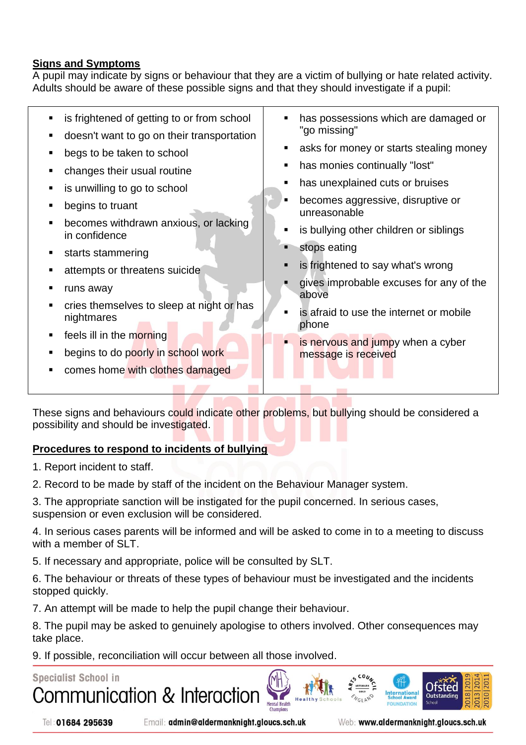## Signs and Symptoms

A pupil may indicate by signs or behaviour that they are a victim of bullying or hate related activity. Adults should be aware of these possible signs and that they should investigate if a pupil:

- is frightened of getting to or from school
- doesn't want to go on their transportation
- begs to be taken to school
- changes their usual routine
- is unwilling to go to school
- begins to truant
- becomes withdrawn anxious, or lacking in confidence
- starts stammering
- attempts or threatens suicide
- runs away
- cries themselves to sleep at night or has nightmares
- feels ill in the morning
- begins to do poorly in school work
- comes home with clothes damaged
- has possessions which are damaged or "go missing"
- asks for money or starts stealing money
- has monies continually "lost"
- has unexplained cuts or bruises
- becomes aggressive, disruptive or unreasonable
- is bullying other children or siblings
- stops eating
- is frightened to say what's wrong
- gives improbable excuses for any of the above
- is afraid to use the internet or mobile phone
- is nervous and jumpy when a cyber message is received

These signs and behaviours could indicate other problems, but bullying should be considered a possibility and should be investigated.

## Procedures to respond to incidents of bullying

1. Report incident to staff.
2. Record to be made by staff of the incident on the Behaviour Manager system.
3. The appropriate sanction will be instigated for the pupil concerned. In serious cases, suspension or even exclusion will be considered.
4. In serious cases parents will be informed and will be asked to come in to a meeting to discuss with a member of SLT.
5. If necessary and appropriate, police will be consulted by SLT.
6. The behaviour or threats of these types of behaviour must be investigated and the incidents stopped quickly.
7. An attempt will be made to help the pupil change their behaviour.
8. The pupil may be asked to genuinely apologise to others involved. Other consequences may take place.
9. If possible, reconciliation will occur between all those involved.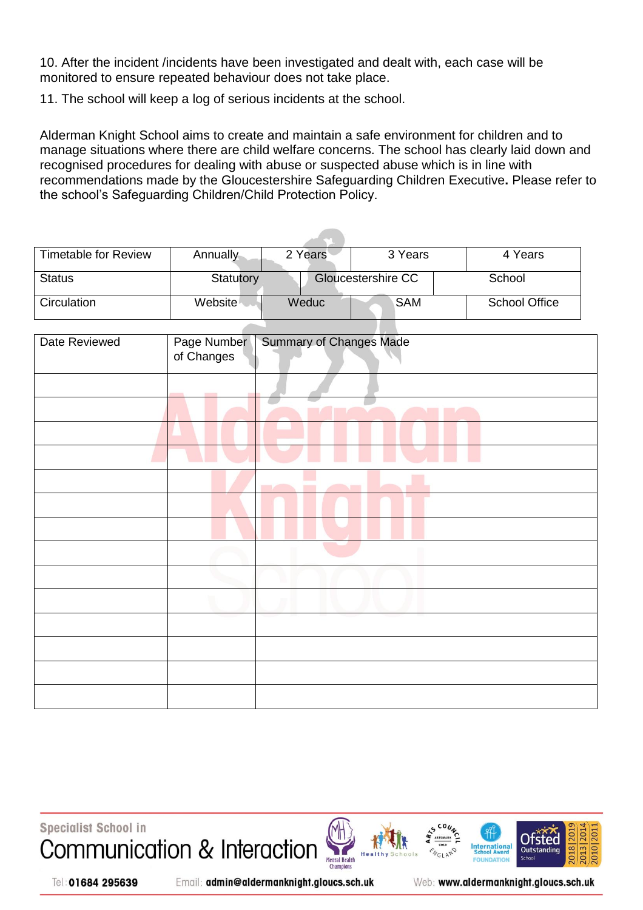10. After the incident /incidents have been investigated and dealt with, each case will be monitored to ensure repeated behaviour does not take place.

11. The school will keep a log of serious incidents at the school.

Alderman Knight School aims to create and maintain a safe environment for children and to manage situations where there are child welfare concerns. The school has clearly laid down and recognised procedures for dealing with abuse or suspected abuse which is in line with recommendations made by the Gloucestershire Safeguarding Children Executive**.** Please refer to the school's Safeguarding Children/Child Protection Policy.

| | | | | |
|---|---|---|---|---|
| Timetable for Review | Annually | 2 Years | 3 Years | 4 Years |
| Status | Statutory | Gloucestershire CC | | School |
| Circulation | Website | Weduc | SAM | School Office |

| Date Reviewed | Page Number of Changes | Summary of Changes Made |
|---|---|---|
| | | |
| | | |
| | | |
| | | |
| | | |
| | | |
| | | |
| | | |
| | | |
| | | |
| | | |
| | | |
| | | |
| | | |